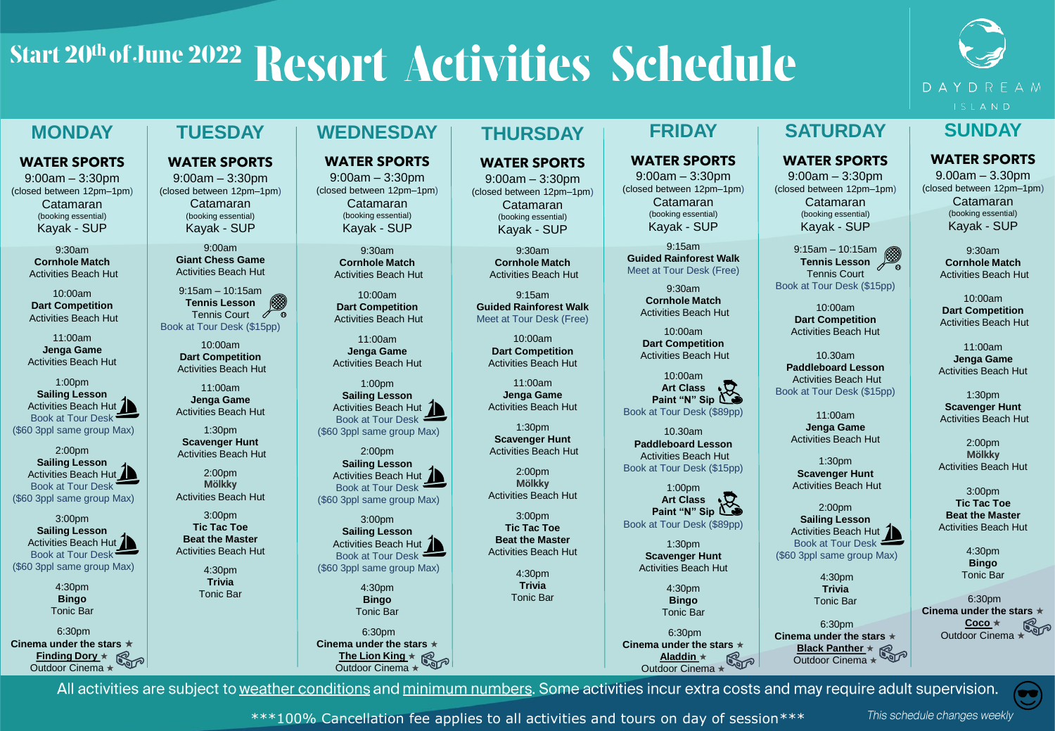# Start 20th of June 2022 Resort Activities Schedule

DAYDREAM ISLAND

## MONDAY

**WATER SPORTS**
9:00am – 3:30pm
(closed between 12pm–1pm)
Catamaran
(booking essential)
Kayak - SUP

9:30am
**Cornhole Match**
Activities Beach Hut

10:00am
**Dart Competition**
Activities Beach Hut

11:00am
**Jenga Game**
Activities Beach Hut

1:00pm
**Sailing Lesson**
Activities Beach Hut
Book at Tour Desk
($60 3ppl same group Max)

2:00pm
**Sailing Lesson**
Activities Beach Hut
Book at Tour Desk
($60 3ppl same group Max)

3:00pm
**Sailing Lesson**
Activities Beach Hut
Book at Tour Desk
($60 3ppl same group Max)

4:30pm
**Bingo**
Tonic Bar

6:30pm
**Cinema under the stars** ★
**Finding Dory** ★
Outdoor Cinema ★

## TUESDAY

**WATER SPORTS**
9:00am – 3:30pm
(closed between 12pm–1pm)
Catamaran
(booking essential)
Kayak - SUP

9:00am
**Giant Chess Game**
Activities Beach Hut

9:15am – 10:15am
**Tennis Lesson**
Tennis Court
Book at Tour Desk ($15pp)

10:00am
**Dart Competition**
Activities Beach Hut

11:00am
**Jenga Game**
Activities Beach Hut

1:30pm
**Scavenger Hunt**
Activities Beach Hut

2:00pm
**Mölkky**
Activities Beach Hut

3:00pm
**Tic Tac Toe**
**Beat the Master**
Activities Beach Hut

4:30pm
**Trivia**
Tonic Bar

## WEDNESDAY

**WATER SPORTS**
9:00am – 3:30pm
(closed between 12pm–1pm)
Catamaran
(booking essential)
Kayak - SUP

9:30am
**Cornhole Match**
Activities Beach Hut

10:00am
**Dart Competition**
Activities Beach Hut

11:00am
**Jenga Game**
Activities Beach Hut

1:00pm
**Sailing Lesson**
Activities Beach Hut
Book at Tour Desk
($60 3ppl same group Max)

2:00pm
**Sailing Lesson**
Activities Beach Hut
Book at Tour Desk
($60 3ppl same group Max)

3:00pm
**Sailing Lesson**
Activities Beach Hut
Book at Tour Desk
($60 3ppl same group Max)

4:30pm
**Bingo**
Tonic Bar

6:30pm
**Cinema under the stars** ★
**The Lion King** ★
Outdoor Cinema ★

## THURSDAY

**WATER SPORTS**
9:00am – 3:30pm
(closed between 12pm–1pm)
Catamaran
(booking essential)
Kayak - SUP

9:30am
**Cornhole Match**
Activities Beach Hut

9:15am
**Guided Rainforest Walk**
Meet at Tour Desk (Free)

10:00am
**Dart Competition**
Activities Beach Hut

11:00am
**Jenga Game**
Activities Beach Hut

1:30pm
**Scavenger Hunt**
Activities Beach Hut

2:00pm
**Mölkky**
Activities Beach Hut

3:00pm
**Tic Tac Toe**
**Beat the Master**
Activities Beach Hut

4:30pm
**Trivia**
Tonic Bar

## FRIDAY

**WATER SPORTS**
9:00am – 3:30pm
(closed between 12pm–1pm)
Catamaran
(booking essential)
Kayak - SUP

9:15am
**Guided Rainforest Walk**
Meet at Tour Desk (Free)

9:30am
**Cornhole Match**
Activities Beach Hut

10:00am
**Dart Competition**
Activities Beach Hut

10:00am
**Art Class**
**Paint "N" Sip**
Book at Tour Desk ($89pp)

10.30am
**Paddleboard Lesson**
Activities Beach Hut
Book at Tour Desk ($15pp)

1:00pm
**Art Class**
**Paint "N" Sip**
Book at Tour Desk ($89pp)

1:30pm
**Scavenger Hunt**
Activities Beach Hut

4:30pm
**Bingo**
Tonic Bar

6:30pm
**Cinema under the stars** ★
**Aladdin** ★
Outdoor Cinema ★

## SATURDAY

**WATER SPORTS**
9:00am – 3:30pm
(closed between 12pm–1pm)
Catamaran
(booking essential)
Kayak - SUP

9:15am – 10:15am
**Tennis Lesson**
Tennis Court
Book at Tour Desk ($15pp)

10:00am
**Dart Competition**
Activities Beach Hut

10.30am
**Paddleboard Lesson**
Activities Beach Hut
Book at Tour Desk ($15pp)

11:00am
**Jenga Game**
Activities Beach Hut

1:30pm
**Scavenger Hunt**
Activities Beach Hut

2:00pm
**Sailing Lesson**
Activities Beach Hut
Book at Tour Desk
($60 3ppl same group Max)

4:30pm
**Trivia**
Tonic Bar

6:30pm
**Cinema under the stars** ★
**Black Panther** ★
Outdoor Cinema ★

## SUNDAY

**WATER SPORTS**
9.00am – 3.30pm
(closed between 12pm–1pm)
Catamaran
(booking essential)
Kayak - SUP

9:30am
**Cornhole Match**
Activities Beach Hut

10:00am
**Dart Competition**
Activities Beach Hut

11:00am
**Jenga Game**
Activities Beach Hut

1:30pm
**Scavenger Hunt**
Activities Beach Hut

2:00pm
**Mölkky**
Activities Beach Hut

3:00pm
**Tic Tac Toe**
**Beat the Master**
Activities Beach Hut

4:30pm
**Bingo**
Tonic Bar

6:30pm
**Cinema under the stars** ★
**Coco** ★
Outdoor Cinema ★

---

All activities are subject to weather conditions and minimum numbers. Some activities incur extra costs and may require adult supervision.

***100% Cancellation fee applies to all activities and tours on day of session***

*This schedule changes weekly*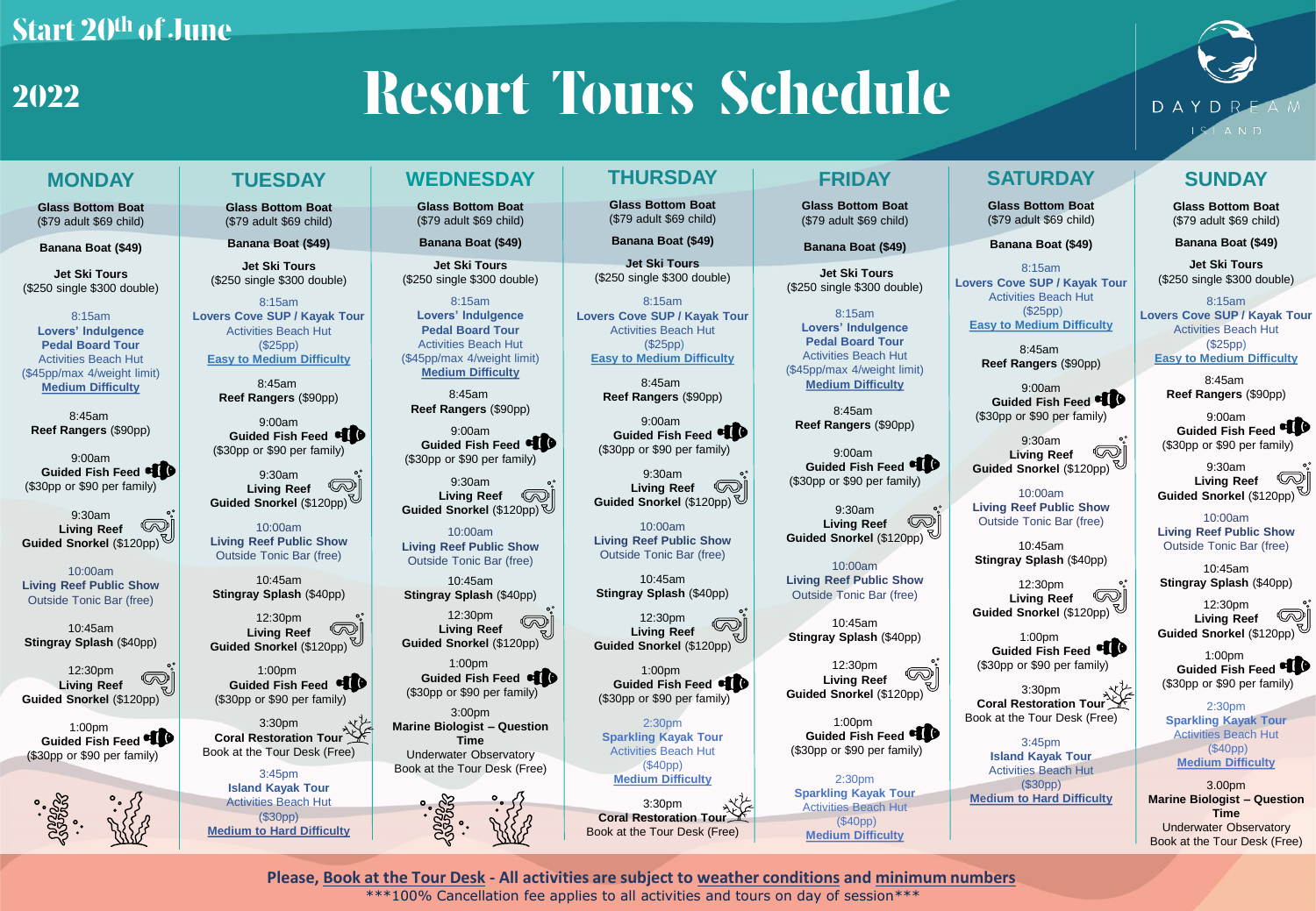Start 20th of June

2022

# Resort Tours Schedule

DAYDREAM ISLAND

## MONDAY

**Glass Bottom Boat**
($79 adult $69 child)

**Banana Boat ($49)**

**Jet Ski Tours**
($250 single $300 double)

8:15am
**Lovers' Indulgence Pedal Board Tour**
Activities Beach Hut
($45pp/max 4/weight limit)
**Medium Difficulty**

8:45am
**Reef Rangers** ($90pp)

9:00am
**Guided Fish Feed**
($30pp or $90 per family)

9:30am
**Living Reef Guided Snorkel** ($120pp)

10:00am
**Living Reef Public Show**
Outside Tonic Bar (free)

10:45am
**Stingray Splash** ($40pp)

12:30pm
**Living Reef Guided Snorkel** ($120pp)

1:00pm
**Guided Fish Feed**
($30pp or $90 per family)

## TUESDAY

**Glass Bottom Boat**
($79 adult $69 child)

**Banana Boat ($49)**

**Jet Ski Tours**
($250 single $300 double)

8:15am
**Lovers Cove SUP / Kayak Tour**
Activities Beach Hut
($25pp)
**Easy to Medium Difficulty**

8:45am
**Reef Rangers** ($90pp)

9:00am
**Guided Fish Feed**
($30pp or $90 per family)

9:30am
**Living Reef Guided Snorkel** ($120pp)

10:00am
**Living Reef Public Show**
Outside Tonic Bar (free)

10:45am
**Stingray Splash** ($40pp)

12:30pm
**Living Reef Guided Snorkel** ($120pp)

1:00pm
**Guided Fish Feed**
($30pp or $90 per family)

3:30pm
**Coral Restoration Tour**
Book at the Tour Desk (Free)

3:45pm
**Island Kayak Tour**
Activities Beach Hut
($30pp)
**Medium to Hard Difficulty**

## WEDNESDAY

**Glass Bottom Boat**
($79 adult $69 child)

**Banana Boat ($49)**

**Jet Ski Tours**
($250 single $300 double)

8:15am
**Lovers' Indulgence Pedal Board Tour**
Activities Beach Hut
($45pp/max 4/weight limit)
**Medium Difficulty**

8:45am
**Reef Rangers** ($90pp)

9:00am
**Guided Fish Feed**
($30pp or $90 per family)

9:30am
**Living Reef Guided Snorkel** ($120pp)

10:00am
**Living Reef Public Show**
Outside Tonic Bar (free)

10:45am
**Stingray Splash** ($40pp)

12:30pm
**Living Reef Guided Snorkel** ($120pp)

1:00pm
**Guided Fish Feed**
($30pp or $90 per family)

3:00pm
**Marine Biologist – Question Time**
Underwater Observatory
Book at the Tour Desk (Free)

## THURSDAY

**Glass Bottom Boat**
($79 adult $69 child)

**Banana Boat ($49)**

**Jet Ski Tours**
($250 single $300 double)

8:15am
**Lovers Cove SUP / Kayak Tour**
Activities Beach Hut
($25pp)
**Easy to Medium Difficulty**

8:45am
**Reef Rangers** ($90pp)

9:00am
**Guided Fish Feed**
($30pp or $90 per family)

9:30am
**Living Reef Guided Snorkel** ($120pp)

10:00am
**Living Reef Public Show**
Outside Tonic Bar (free)

10:45am
**Stingray Splash** ($40pp)

12:30pm
**Living Reef Guided Snorkel** ($120pp)

1:00pm
**Guided Fish Feed**
($30pp or $90 per family)

2:30pm
**Sparkling Kayak Tour**
Activities Beach Hut
($40pp)
**Medium Difficulty**

3:30pm
**Coral Restoration Tour**
Book at the Tour Desk (Free)

## FRIDAY

**Glass Bottom Boat**
($79 adult $69 child)

**Banana Boat ($49)**

**Jet Ski Tours**
($250 single $300 double)

8:15am
**Lovers' Indulgence Pedal Board Tour**
Activities Beach Hut
($45pp/max 4/weight limit)
**Medium Difficulty**

8:45am
**Reef Rangers** ($90pp)

9:00am
**Guided Fish Feed**
($30pp or $90 per family)

9:30am
**Living Reef Guided Snorkel** ($120pp)

10:00am
**Living Reef Public Show**
Outside Tonic Bar (free)

10:45am
**Stingray Splash** ($40pp)

12:30pm
**Living Reef Guided Snorkel** ($120pp)

1:00pm
**Guided Fish Feed**
($30pp or $90 per family)

2:30pm
**Sparkling Kayak Tour**
Activities Beach Hut
($40pp)
**Medium Difficulty**

## SATURDAY

**Glass Bottom Boat**
($79 adult $69 child)

**Banana Boat ($49)**

8:15am
**Lovers Cove SUP / Kayak Tour**
Activities Beach Hut
($25pp)
**Easy to Medium Difficulty**

8:45am
**Reef Rangers** ($90pp)

9:00am
**Guided Fish Feed**
($30pp or $90 per family)

9:30am
**Living Reef Guided Snorkel** ($120pp)

10:00am
**Living Reef Public Show**
Outside Tonic Bar (free)

10:45am
**Stingray Splash** ($40pp)

12:30pm
**Living Reef Guided Snorkel** ($120pp)

1:00pm
**Guided Fish Feed**
($30pp or $90 per family)

3:30pm
**Coral Restoration Tour**
Book at the Tour Desk (Free)

3:45pm
**Island Kayak Tour**
Activities Beach Hut
($30pp)
**Medium to Hard Difficulty**

## SUNDAY

**Glass Bottom Boat**
($79 adult $69 child)

**Banana Boat ($49)**

**Jet Ski Tours**
($250 single $300 double)

8:15am
**Lovers Cove SUP / Kayak Tour**
Activities Beach Hut
($25pp)
**Easy to Medium Difficulty**

8:45am
**Reef Rangers** ($90pp)

9:00am
**Guided Fish Feed**
($30pp or $90 per family)

9:30am
**Living Reef Guided Snorkel** ($120pp)

10:00am
**Living Reef Public Show**
Outside Tonic Bar (free)

10:45am
**Stingray Splash** ($40pp)

12:30pm
**Living Reef Guided Snorkel** ($120pp)

1:00pm
**Guided Fish Feed**
($30pp or $90 per family)

2:30pm
**Sparkling Kayak Tour**
Activities Beach Hut
($40pp)
**Medium Difficulty**

3.00pm
**Marine Biologist – Question Time**
Underwater Observatory
Book at the Tour Desk (Free)

---

**Please, Book at the Tour Desk - All activities are subject to weather conditions and minimum numbers**

***100% Cancellation fee applies to all activities and tours on day of session***